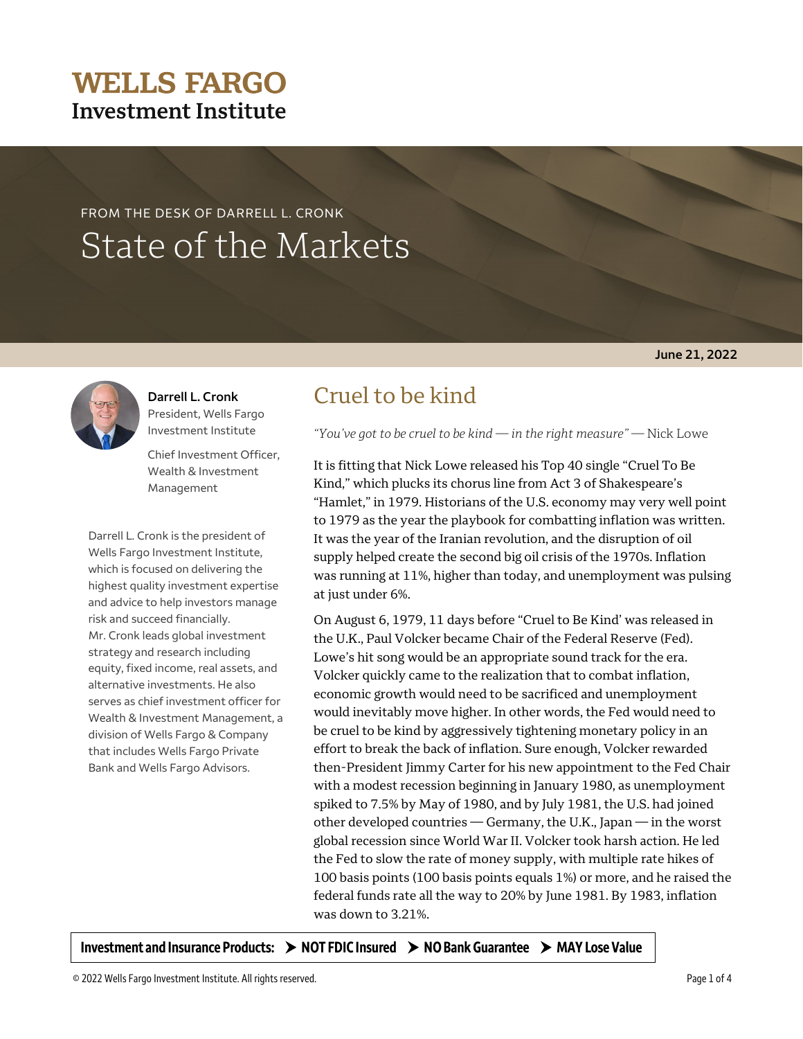# WELLS FARGO
## Investment Institute

FROM THE DESK OF DARRELL L. CRONK

# State of the Markets

**June 21, 2022**

**Darrell L. Cronk**
President, Wells Fargo Investment Institute

Chief Investment Officer, Wealth & Investment Management

Darrell L. Cronk is the president of Wells Fargo Investment Institute, which is focused on delivering the highest quality investment expertise and advice to help investors manage risk and succeed financially. Mr. Cronk leads global investment strategy and research including equity, fixed income, real assets, and alternative investments. He also serves as chief investment officer for Wealth & Investment Management, a division of Wells Fargo & Company that includes Wells Fargo Private Bank and Wells Fargo Advisors.

## Cruel to be kind

*"You've got to be cruel to be kind — in the right measure"* — Nick Lowe

It is fitting that Nick Lowe released his Top 40 single "Cruel To Be Kind," which plucks its chorus line from Act 3 of Shakespeare's "Hamlet," in 1979. Historians of the U.S. economy may very well point to 1979 as the year the playbook for combatting inflation was written. It was the year of the Iranian revolution, and the disruption of oil supply helped create the second big oil crisis of the 1970s. Inflation was running at 11%, higher than today, and unemployment was pulsing at just under 6%.

On August 6, 1979, 11 days before "Cruel to Be Kind' was released in the U.K., Paul Volcker became Chair of the Federal Reserve (Fed). Lowe's hit song would be an appropriate sound track for the era. Volcker quickly came to the realization that to combat inflation, economic growth would need to be sacrificed and unemployment would inevitably move higher. In other words, the Fed would need to be cruel to be kind by aggressively tightening monetary policy in an effort to break the back of inflation. Sure enough, Volcker rewarded then-President Jimmy Carter for his new appointment to the Fed Chair with a modest recession beginning in January 1980, as unemployment spiked to 7.5% by May of 1980, and by July 1981, the U.S. had joined other developed countries — Germany, the U.K., Japan — in the worst global recession since World War II. Volcker took harsh action. He led the Fed to slow the rate of money supply, with multiple rate hikes of 100 basis points (100 basis points equals 1%) or more, and he raised the federal funds rate all the way to 20% by June 1981. By 1983, inflation was down to 3.21%.

**Investment and Insurance Products: ➤ NOT FDIC Insured ➤ NO Bank Guarantee ➤ MAY Lose Value**

© 2022 Wells Fargo Investment Institute. All rights reserved.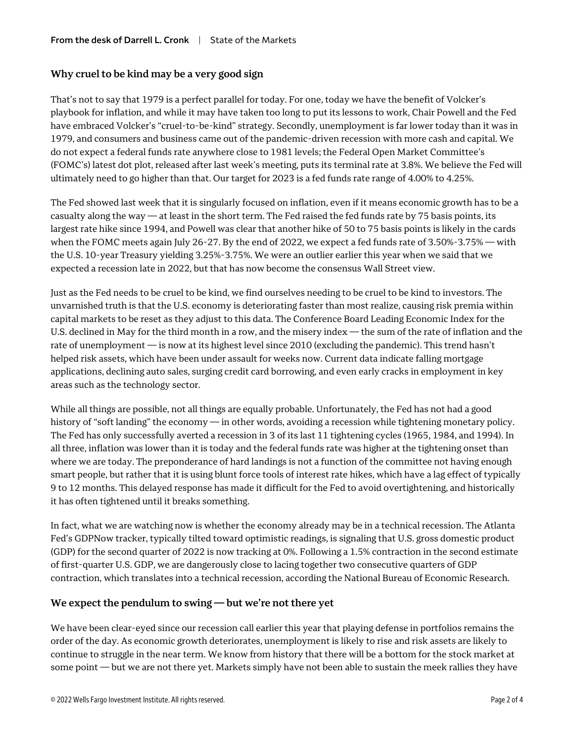## Why cruel to be kind may be a very good sign

That's not to say that 1979 is a perfect parallel for today. For one, today we have the benefit of Volcker's playbook for inflation, and while it may have taken too long to put its lessons to work, Chair Powell and the Fed have embraced Volcker's "cruel-to-be-kind" strategy. Secondly, unemployment is far lower today than it was in 1979, and consumers and business came out of the pandemic-driven recession with more cash and capital. We do not expect a federal funds rate anywhere close to 1981 levels; the Federal Open Market Committee's (FOMC's) latest dot plot, released after last week's meeting, puts its terminal rate at 3.8%. We believe the Fed will ultimately need to go higher than that. Our target for 2023 is a fed funds rate range of 4.00% to 4.25%.

The Fed showed last week that it is singularly focused on inflation, even if it means economic growth has to be a casualty along the way — at least in the short term. The Fed raised the fed funds rate by 75 basis points, its largest rate hike since 1994, and Powell was clear that another hike of 50 to 75 basis points is likely in the cards when the FOMC meets again July 26-27. By the end of 2022, we expect a fed funds rate of 3.50%-3.75% — with the U.S. 10-year Treasury yielding 3.25%-3.75%. We were an outlier earlier this year when we said that we expected a recession late in 2022, but that has now become the consensus Wall Street view.

Just as the Fed needs to be cruel to be kind, we find ourselves needing to be cruel to be kind to investors. The unvarnished truth is that the U.S. economy is deteriorating faster than most realize, causing risk premia within capital markets to be reset as they adjust to this data. The Conference Board Leading Economic Index for the U.S. declined in May for the third month in a row, and the misery index — the sum of the rate of inflation and the rate of unemployment — is now at its highest level since 2010 (excluding the pandemic). This trend hasn't helped risk assets, which have been under assault for weeks now. Current data indicate falling mortgage applications, declining auto sales, surging credit card borrowing, and even early cracks in employment in key areas such as the technology sector.

While all things are possible, not all things are equally probable. Unfortunately, the Fed has not had a good history of "soft landing" the economy — in other words, avoiding a recession while tightening monetary policy. The Fed has only successfully averted a recession in 3 of its last 11 tightening cycles (1965, 1984, and 1994). In all three, inflation was lower than it is today and the federal funds rate was higher at the tightening onset than where we are today. The preponderance of hard landings is not a function of the committee not having enough smart people, but rather that it is using blunt force tools of interest rate hikes, which have a lag effect of typically 9 to 12 months. This delayed response has made it difficult for the Fed to avoid overtightening, and historically it has often tightened until it breaks something.

In fact, what we are watching now is whether the economy already may be in a technical recession. The Atlanta Fed's GDPNow tracker, typically tilted toward optimistic readings, is signaling that U.S. gross domestic product (GDP) for the second quarter of 2022 is now tracking at 0%. Following a 1.5% contraction in the second estimate of first-quarter U.S. GDP, we are dangerously close to lacing together two consecutive quarters of GDP contraction, which translates into a technical recession, according the National Bureau of Economic Research.

## We expect the pendulum to swing — but we're not there yet

We have been clear-eyed since our recession call earlier this year that playing defense in portfolios remains the order of the day. As economic growth deteriorates, unemployment is likely to rise and risk assets are likely to continue to struggle in the near term. We know from history that there will be a bottom for the stock market at some point — but we are not there yet. Markets simply have not been able to sustain the meek rallies they have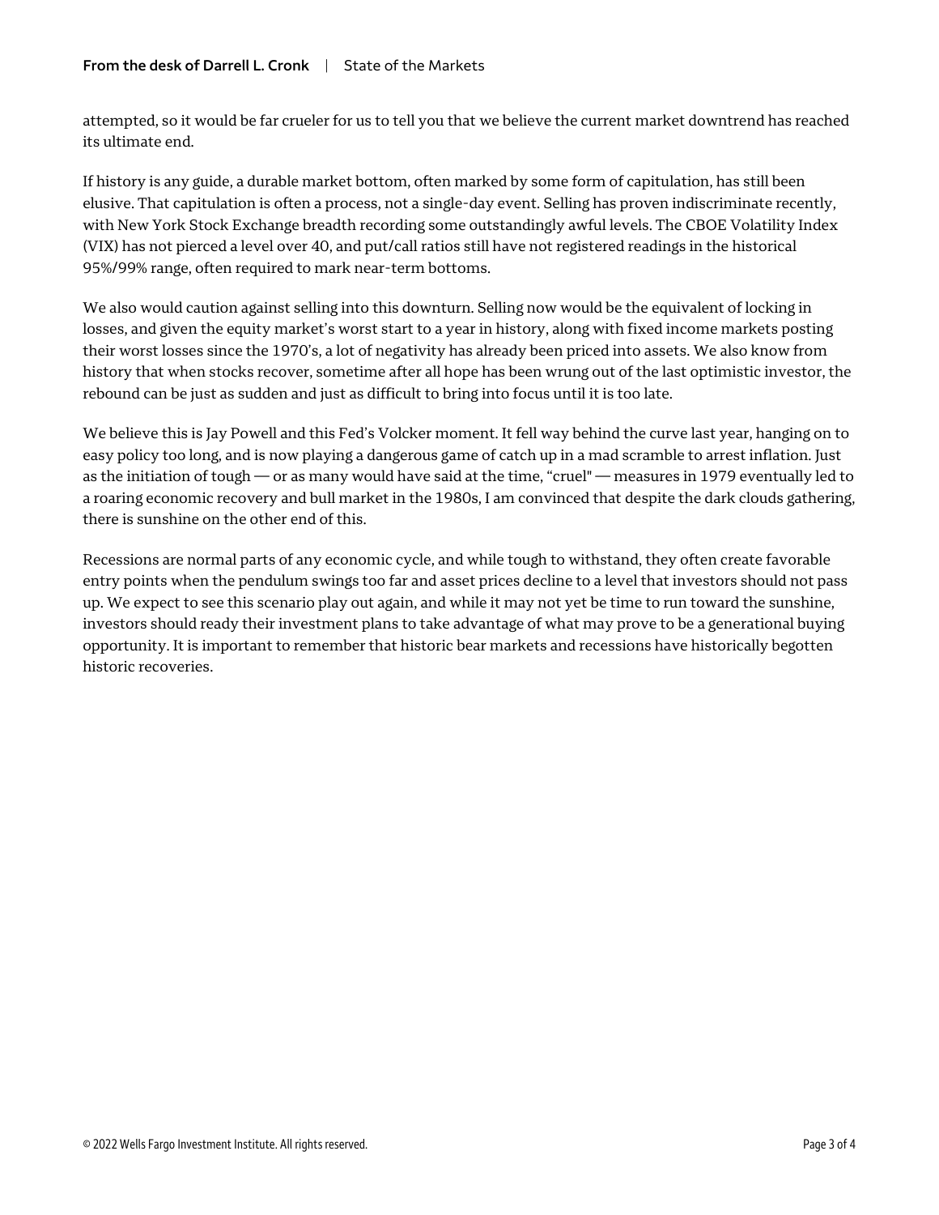attempted, so it would be far crueler for us to tell you that we believe the current market downtrend has reached its ultimate end.

If history is any guide, a durable market bottom, often marked by some form of capitulation, has still been elusive. That capitulation is often a process, not a single-day event. Selling has proven indiscriminate recently, with New York Stock Exchange breadth recording some outstandingly awful levels. The CBOE Volatility Index (VIX) has not pierced a level over 40, and put/call ratios still have not registered readings in the historical 95%/99% range, often required to mark near-term bottoms.

We also would caution against selling into this downturn. Selling now would be the equivalent of locking in losses, and given the equity market's worst start to a year in history, along with fixed income markets posting their worst losses since the 1970's, a lot of negativity has already been priced into assets. We also know from history that when stocks recover, sometime after all hope has been wrung out of the last optimistic investor, the rebound can be just as sudden and just as difficult to bring into focus until it is too late.

We believe this is Jay Powell and this Fed's Volcker moment. It fell way behind the curve last year, hanging on to easy policy too long, and is now playing a dangerous game of catch up in a mad scramble to arrest inflation. Just as the initiation of tough — or as many would have said at the time, "cruel" — measures in 1979 eventually led to a roaring economic recovery and bull market in the 1980s, I am convinced that despite the dark clouds gathering, there is sunshine on the other end of this.

Recessions are normal parts of any economic cycle, and while tough to withstand, they often create favorable entry points when the pendulum swings too far and asset prices decline to a level that investors should not pass up. We expect to see this scenario play out again, and while it may not yet be time to run toward the sunshine, investors should ready their investment plans to take advantage of what may prove to be a generational buying opportunity. It is important to remember that historic bear markets and recessions have historically begotten historic recoveries.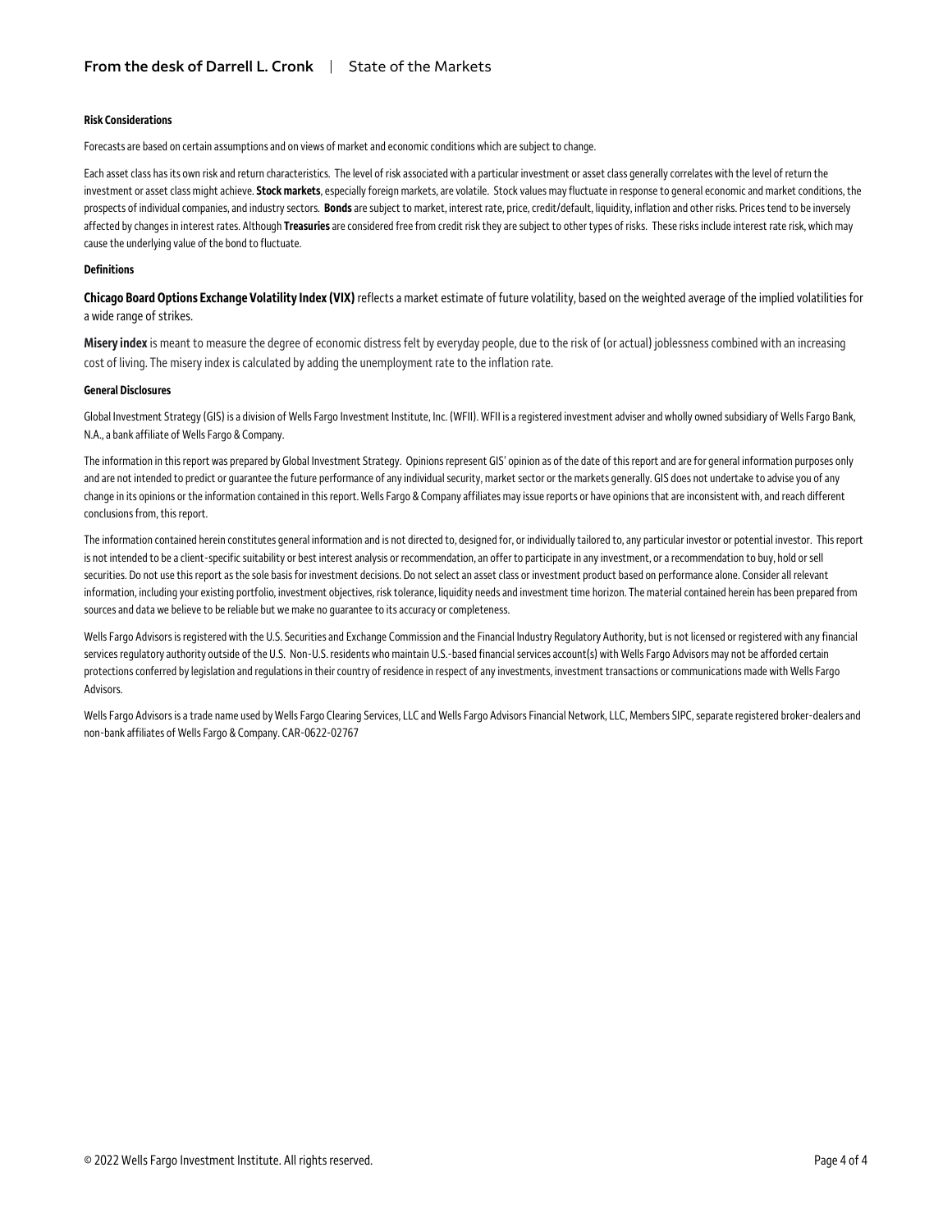**Risk Considerations**

Forecasts are based on certain assumptions and on views of market and economic conditions which are subject to change.

Each asset class has its own risk and return characteristics. The level of risk associated with a particular investment or asset class generally correlates with the level of return the investment or asset class might achieve. **Stock markets**, especially foreign markets, are volatile. Stock values may fluctuate in response to general economic and market conditions, the prospects of individual companies, and industry sectors. **Bonds** are subject to market, interest rate, price, credit/default, liquidity, inflation and other risks. Prices tend to be inversely affected by changes in interest rates. Although **Treasuries** are considered free from credit risk they are subject to other types of risks. These risks include interest rate risk, which may cause the underlying value of the bond to fluctuate.

**Definitions**

**Chicago Board Options Exchange Volatility Index (VIX)** reflects a market estimate of future volatility, based on the weighted average of the implied volatilities for a wide range of strikes.

**Misery index** is meant to measure the degree of economic distress felt by everyday people, due to the risk of (or actual) joblessness combined with an increasing cost of living. The misery index is calculated by adding the unemployment rate to the inflation rate.

**General Disclosures**

Global Investment Strategy (GIS) is a division of Wells Fargo Investment Institute, Inc. (WFII). WFII is a registered investment adviser and wholly owned subsidiary of Wells Fargo Bank, N.A., a bank affiliate of Wells Fargo & Company.

The information in this report was prepared by Global Investment Strategy. Opinions represent GIS' opinion as of the date of this report and are for general information purposes only and are not intended to predict or guarantee the future performance of any individual security, market sector or the markets generally. GIS does not undertake to advise you of any change in its opinions or the information contained in this report. Wells Fargo & Company affiliates may issue reports or have opinions that are inconsistent with, and reach different conclusions from, this report.

The information contained herein constitutes general information and is not directed to, designed for, or individually tailored to, any particular investor or potential investor. This report is not intended to be a client-specific suitability or best interest analysis or recommendation, an offer to participate in any investment, or a recommendation to buy, hold or sell securities. Do not use this report as the sole basis for investment decisions. Do not select an asset class or investment product based on performance alone. Consider all relevant information, including your existing portfolio, investment objectives, risk tolerance, liquidity needs and investment time horizon. The material contained herein has been prepared from sources and data we believe to be reliable but we make no guarantee to its accuracy or completeness.

Wells Fargo Advisors is registered with the U.S. Securities and Exchange Commission and the Financial Industry Regulatory Authority, but is not licensed or registered with any financial services regulatory authority outside of the U.S. Non-U.S. residents who maintain U.S.-based financial services account(s) with Wells Fargo Advisors may not be afforded certain protections conferred by legislation and regulations in their country of residence in respect of any investments, investment transactions or communications made with Wells Fargo Advisors.

Wells Fargo Advisors is a trade name used by Wells Fargo Clearing Services, LLC and Wells Fargo Advisors Financial Network, LLC, Members SIPC, separate registered broker-dealers and non-bank affiliates of Wells Fargo & Company. CAR-0622-02767

© 2022 Wells Fargo Investment Institute. All rights reserved.